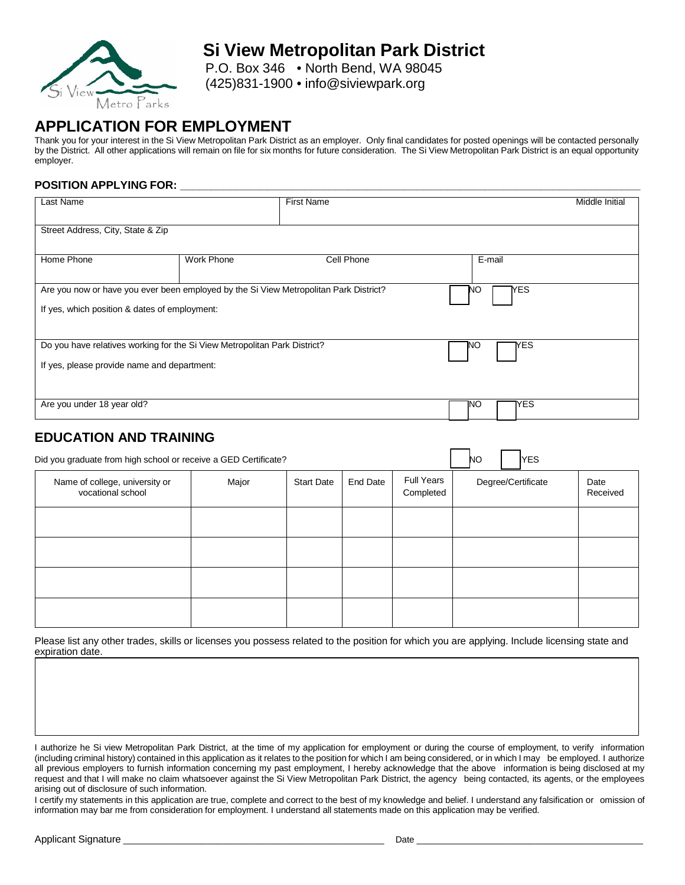# Si View Metropolitan Park District

P.O. Box 346 • North Bend, WA 98045
(425)831-1900 • info@siviewpark.org

## APPLICATION FOR EMPLOYMENT

Thank you for your interest in the Si View Metropolitan Park District as an employer. Only final candidates for posted openings will be contacted personally by the District. All other applications will remain on file for six months for future consideration. The Si View Metropolitan Park District is an equal opportunity employer.

**POSITION APPLYING FOR:** ______________________________

| Last Name | | First Name | Middle Initial |
|---|---|---|---|
| Street Address, City, State & Zip | | | |
| Home Phone | Work Phone | Cell Phone | E-mail |

Are you now or have you ever been employed by the Si View Metropolitan Park District? ☐ NO ☐ YES

If yes, which position & dates of employment:

Do you have relatives working for the Si View Metropolitan Park District? ☐ NO ☐ YES

If yes, please provide name and department:

Are you under 18 year old? ☐ NO ☐ YES

## EDUCATION AND TRAINING

Did you graduate from high school or receive a GED Certificate? ☐ NO ☐ YES

| Name of college, university or vocational school | Major | Start Date | End Date | Full Years Completed | Degree/Certificate | Date Received |
|---|---|---|---|---|---|---|
| | | | | | | |
| | | | | | | |
| | | | | | | |
| | | | | | | |

Please list any other trades, skills or licenses you possess related to the position for which you are applying. Include licensing state and expiration date.

I authorize he Si view Metropolitan Park District, at the time of my application for employment or during the course of employment, to verify information (including criminal history) contained in this application as it relates to the position for which I am being considered, or in which I may be employed. I authorize all previous employers to furnish information concerning my past employment, I hereby acknowledge that the above information is being disclosed at my request and that I will make no claim whatsoever against the Si View Metropolitan Park District, the agency being contacted, its agents, or the employees arising out of disclosure of such information.

I certify my statements in this application are true, complete and correct to the best of my knowledge and belief. I understand any falsification or omission of information may bar me from consideration for employment. I understand all statements made on this application may be verified.

Applicant Signature ______________________________ Date ______________________________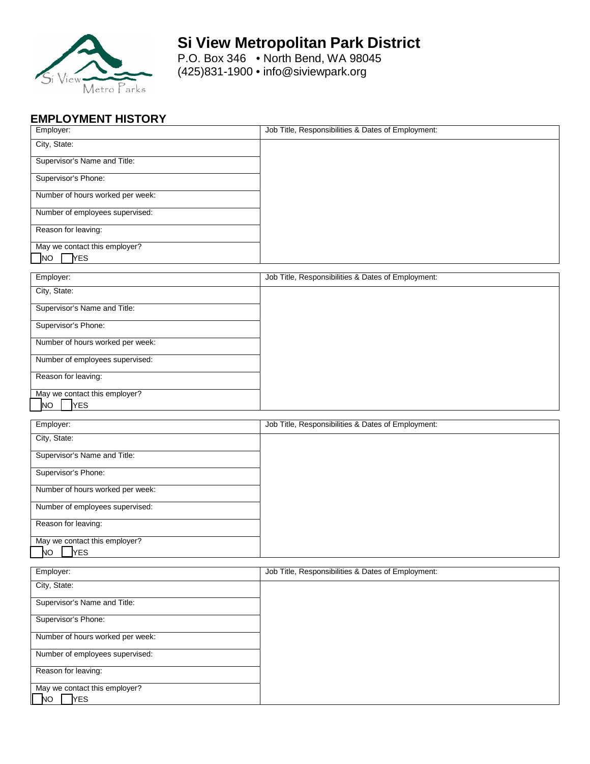# Si View Metropolitan Park District

P.O. Box 346 • North Bend, WA 98045
(425)831-1900 • info@siviewpark.org

## EMPLOYMENT HISTORY

| Employer: | Job Title, Responsibilities & Dates of Employment: |
|---|---|
| City, State: | |
| Supervisor's Name and Title: | |
| Supervisor's Phone: | |
| Number of hours worked per week: | |
| Number of employees supervised: | |
| Reason for leaving: | |
| May we contact this employer? ☐ NO ☐ YES | |

| Employer: | Job Title, Responsibilities & Dates of Employment: |
|---|---|
| City, State: | |
| Supervisor's Name and Title: | |
| Supervisor's Phone: | |
| Number of hours worked per week: | |
| Number of employees supervised: | |
| Reason for leaving: | |
| May we contact this employer? ☐ NO ☐ YES | |

| Employer: | Job Title, Responsibilities & Dates of Employment: |
|---|---|
| City, State: | |
| Supervisor's Name and Title: | |
| Supervisor's Phone: | |
| Number of hours worked per week: | |
| Number of employees supervised: | |
| Reason for leaving: | |
| May we contact this employer? ☐ NO ☐ YES | |

| Employer: | Job Title, Responsibilities & Dates of Employment: |
|---|---|
| City, State: | |
| Supervisor's Name and Title: | |
| Supervisor's Phone: | |
| Number of hours worked per week: | |
| Number of employees supervised: | |
| Reason for leaving: | |
| May we contact this employer? ☐ NO ☐ YES | |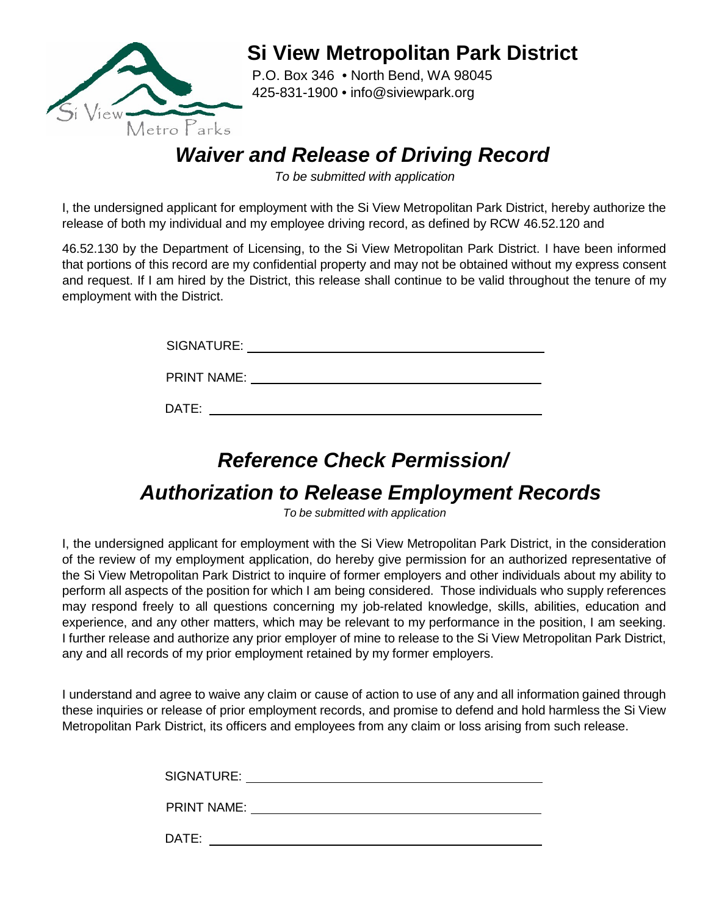# Si View Metropolitan Park District

P.O. Box 346 • North Bend, WA 98045
425-831-1900 • info@siviewpark.org

## *Waiver and Release of Driving Record*

*To be submitted with application*

I, the undersigned applicant for employment with the Si View Metropolitan Park District, hereby authorize the release of both my individual and my employee driving record, as defined by RCW 46.52.120 and

46.52.130 by the Department of Licensing, to the Si View Metropolitan Park District. I have been informed that portions of this record are my confidential property and may not be obtained without my express consent and request. If I am hired by the District, this release shall continue to be valid throughout the tenure of my employment with the District.

SIGNATURE: ___________________________________

PRINT NAME: ___________________________________

DATE: ___________________________________

## *Reference Check Permission/*
## *Authorization to Release Employment Records*

*To be submitted with application*

I, the undersigned applicant for employment with the Si View Metropolitan Park District, in the consideration of the review of my employment application, do hereby give permission for an authorized representative of the Si View Metropolitan Park District to inquire of former employers and other individuals about my ability to perform all aspects of the position for which I am being considered. Those individuals who supply references may respond freely to all questions concerning my job-related knowledge, skills, abilities, education and experience, and any other matters, which may be relevant to my performance in the position, I am seeking. I further release and authorize any prior employer of mine to release to the Si View Metropolitan Park District, any and all records of my prior employment retained by my former employers.

I understand and agree to waive any claim or cause of action to use of any and all information gained through these inquiries or release of prior employment records, and promise to defend and hold harmless the Si View Metropolitan Park District, its officers and employees from any claim or loss arising from such release.

SIGNATURE: ___________________________________

PRINT NAME: ___________________________________

DATE: ___________________________________